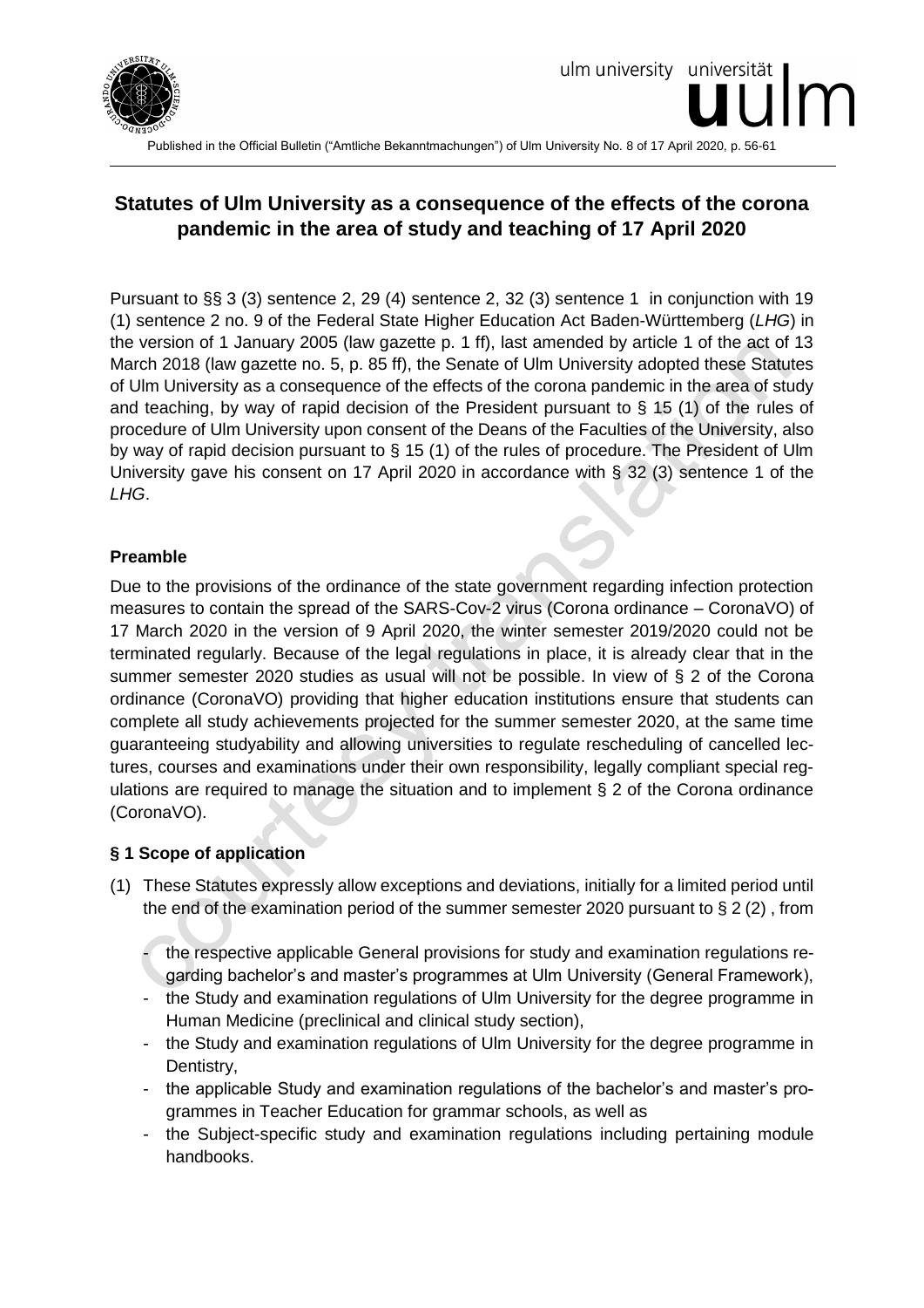Published in the Official Bulletin ("Amtliche Bekanntmachungen") of Ulm University No. 8 of 17 April 2020, p. 56-61

# Statutes of Ulm University as a consequence of the effects of the corona pandemic in the area of study and teaching of 17 April 2020

Pursuant to §§ 3 (3) sentence 2, 29 (4) sentence 2, 32 (3) sentence 1 in conjunction with 19 (1) sentence 2 no. 9 of the Federal State Higher Education Act Baden-Württemberg (*LHG*) in the version of 1 January 2005 (law gazette p. 1 ff), last amended by article 1 of the act of 13 March 2018 (law gazette no. 5, p. 85 ff), the Senate of Ulm University adopted these Statutes of Ulm University as a consequence of the effects of the corona pandemic in the area of study and teaching, by way of rapid decision of the President pursuant to § 15 (1) of the rules of procedure of Ulm University upon consent of the Deans of the Faculties of the University, also by way of rapid decision pursuant to § 15 (1) of the rules of procedure. The President of Ulm University gave his consent on 17 April 2020 in accordance with § 32 (3) sentence 1 of the *LHG*.

## Preamble

Due to the provisions of the ordinance of the state government regarding infection protection measures to contain the spread of the SARS-Cov-2 virus (Corona ordinance – CoronaVO) of 17 March 2020 in the version of 9 April 2020, the winter semester 2019/2020 could not be terminated regularly. Because of the legal regulations in place, it is already clear that in the summer semester 2020 studies as usual will not be possible. In view of § 2 of the Corona ordinance (CoronaVO) providing that higher education institutions ensure that students can complete all study achievements projected for the summer semester 2020, at the same time guaranteeing studyability and allowing universities to regulate rescheduling of cancelled lectures, courses and examinations under their own responsibility, legally compliant special regulations are required to manage the situation and to implement § 2 of the Corona ordinance (CoronaVO).

## § 1 Scope of application

(1) These Statutes expressly allow exceptions and deviations, initially for a limited period until the end of the examination period of the summer semester 2020 pursuant to § 2 (2) , from

- the respective applicable General provisions for study and examination regulations regarding bachelor's and master's programmes at Ulm University (General Framework),
- the Study and examination regulations of Ulm University for the degree programme in Human Medicine (preclinical and clinical study section),
- the Study and examination regulations of Ulm University for the degree programme in Dentistry,
- the applicable Study and examination regulations of the bachelor's and master's programmes in Teacher Education for grammar schools, as well as
- the Subject-specific study and examination regulations including pertaining module handbooks.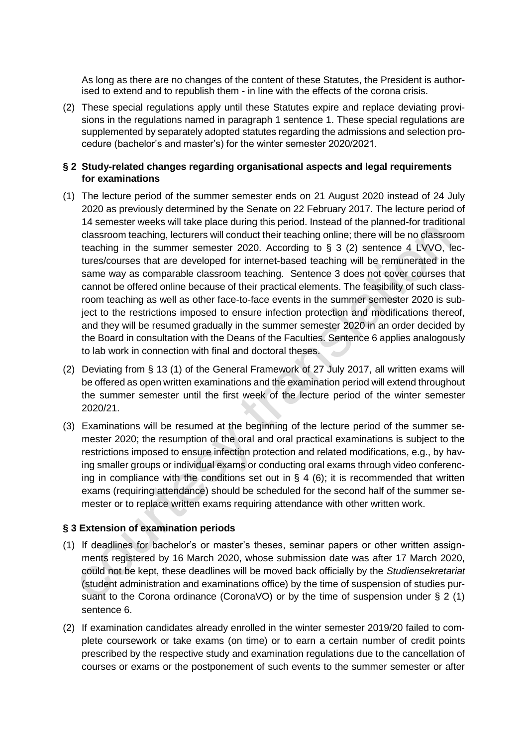As long as there are no changes of the content of these Statutes, the President is authorised to extend and to republish them - in line with the effects of the corona crisis.

(2) These special regulations apply until these Statutes expire and replace deviating provisions in the regulations named in paragraph 1 sentence 1. These special regulations are supplemented by separately adopted statutes regarding the admissions and selection procedure (bachelor's and master's) for the winter semester 2020/2021.

## § 2 Study-related changes regarding organisational aspects and legal requirements for examinations

(1) The lecture period of the summer semester ends on 21 August 2020 instead of 24 July 2020 as previously determined by the Senate on 22 February 2017. The lecture period of 14 semester weeks will take place during this period. Instead of the planned-for traditional classroom teaching, lecturers will conduct their teaching online; there will be no classroom teaching in the summer semester 2020. According to § 3 (2) sentence 4 LVVO, lectures/courses that are developed for internet-based teaching will be remunerated in the same way as comparable classroom teaching. Sentence 3 does not cover courses that cannot be offered online because of their practical elements. The feasibility of such classroom teaching as well as other face-to-face events in the summer semester 2020 is subject to the restrictions imposed to ensure infection protection and modifications thereof, and they will be resumed gradually in the summer semester 2020 in an order decided by the Board in consultation with the Deans of the Faculties. Sentence 6 applies analogously to lab work in connection with final and doctoral theses.

(2) Deviating from § 13 (1) of the General Framework of 27 July 2017, all written exams will be offered as open written examinations and the examination period will extend throughout the summer semester until the first week of the lecture period of the winter semester 2020/21.

(3) Examinations will be resumed at the beginning of the lecture period of the summer semester 2020; the resumption of the oral and oral practical examinations is subject to the restrictions imposed to ensure infection protection and related modifications, e.g., by having smaller groups or individual exams or conducting oral exams through video conferencing in compliance with the conditions set out in § 4 (6); it is recommended that written exams (requiring attendance) should be scheduled for the second half of the summer semester or to replace written exams requiring attendance with other written work.

## § 3 Extension of examination periods

(1) If deadlines for bachelor's or master's theses, seminar papers or other written assignments registered by 16 March 2020, whose submission date was after 17 March 2020, could not be kept, these deadlines will be moved back officially by the *Studiensekretariat* (student administration and examinations office) by the time of suspension of studies pursuant to the Corona ordinance (CoronaVO) or by the time of suspension under § 2 (1) sentence 6.

(2) If examination candidates already enrolled in the winter semester 2019/20 failed to complete coursework or take exams (on time) or to earn a certain number of credit points prescribed by the respective study and examination regulations due to the cancellation of courses or exams or the postponement of such events to the summer semester or after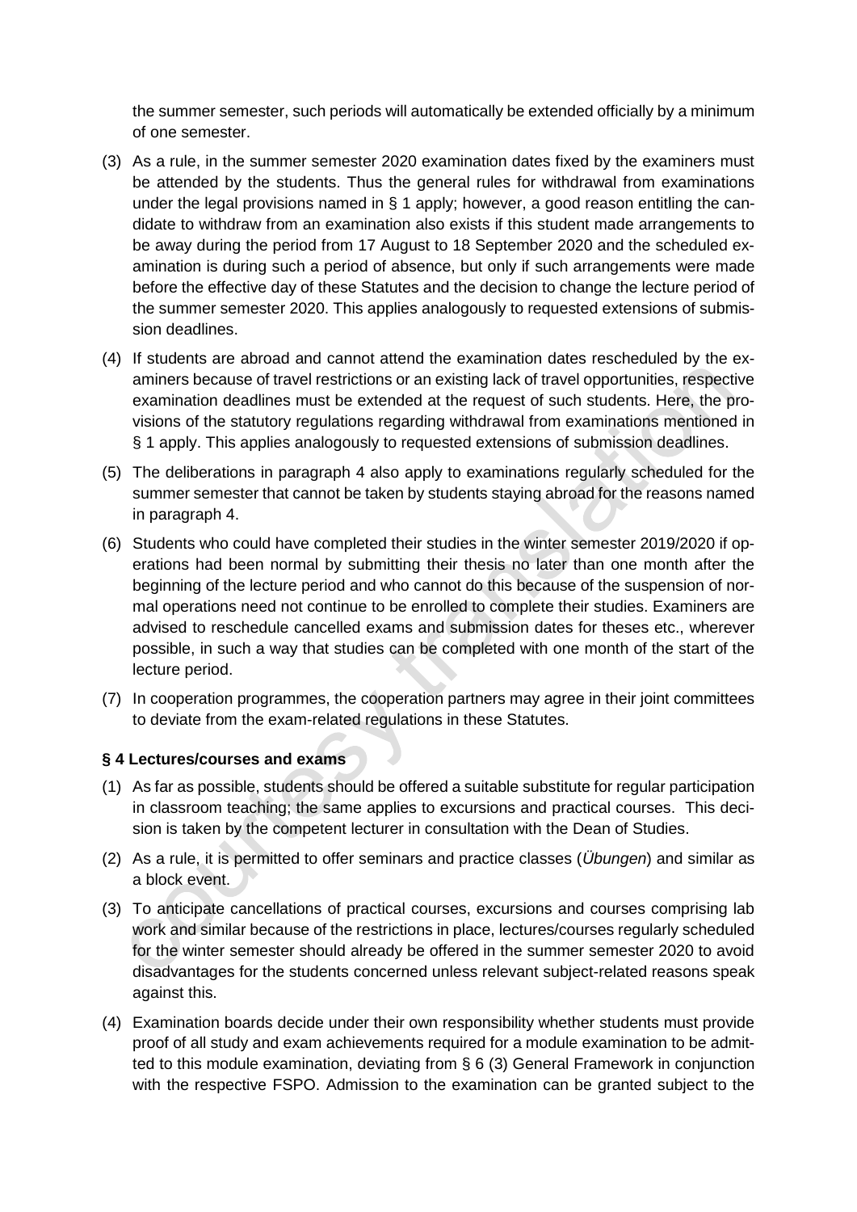the summer semester, such periods will automatically be extended officially by a minimum of one semester.

(3) As a rule, in the summer semester 2020 examination dates fixed by the examiners must be attended by the students. Thus the general rules for withdrawal from examinations under the legal provisions named in § 1 apply; however, a good reason entitling the candidate to withdraw from an examination also exists if this student made arrangements to be away during the period from 17 August to 18 September 2020 and the scheduled examination is during such a period of absence, but only if such arrangements were made before the effective day of these Statutes and the decision to change the lecture period of the summer semester 2020. This applies analogously to requested extensions of submission deadlines.

(4) If students are abroad and cannot attend the examination dates rescheduled by the examiners because of travel restrictions or an existing lack of travel opportunities, respective examination deadlines must be extended at the request of such students. Here, the provisions of the statutory regulations regarding withdrawal from examinations mentioned in § 1 apply. This applies analogously to requested extensions of submission deadlines.

(5) The deliberations in paragraph 4 also apply to examinations regularly scheduled for the summer semester that cannot be taken by students staying abroad for the reasons named in paragraph 4.

(6) Students who could have completed their studies in the winter semester 2019/2020 if operations had been normal by submitting their thesis no later than one month after the beginning of the lecture period and who cannot do this because of the suspension of normal operations need not continue to be enrolled to complete their studies. Examiners are advised to reschedule cancelled exams and submission dates for theses etc., wherever possible, in such a way that studies can be completed with one month of the start of the lecture period.

(7) In cooperation programmes, the cooperation partners may agree in their joint committees to deviate from the exam-related regulations in these Statutes.

### § 4 Lectures/courses and exams

(1) As far as possible, students should be offered a suitable substitute for regular participation in classroom teaching; the same applies to excursions and practical courses. This decision is taken by the competent lecturer in consultation with the Dean of Studies.

(2) As a rule, it is permitted to offer seminars and practice classes (*Übungen*) and similar as a block event.

(3) To anticipate cancellations of practical courses, excursions and courses comprising lab work and similar because of the restrictions in place, lectures/courses regularly scheduled for the winter semester should already be offered in the summer semester 2020 to avoid disadvantages for the students concerned unless relevant subject-related reasons speak against this.

(4) Examination boards decide under their own responsibility whether students must provide proof of all study and exam achievements required for a module examination to be admitted to this module examination, deviating from § 6 (3) General Framework in conjunction with the respective FSPO. Admission to the examination can be granted subject to the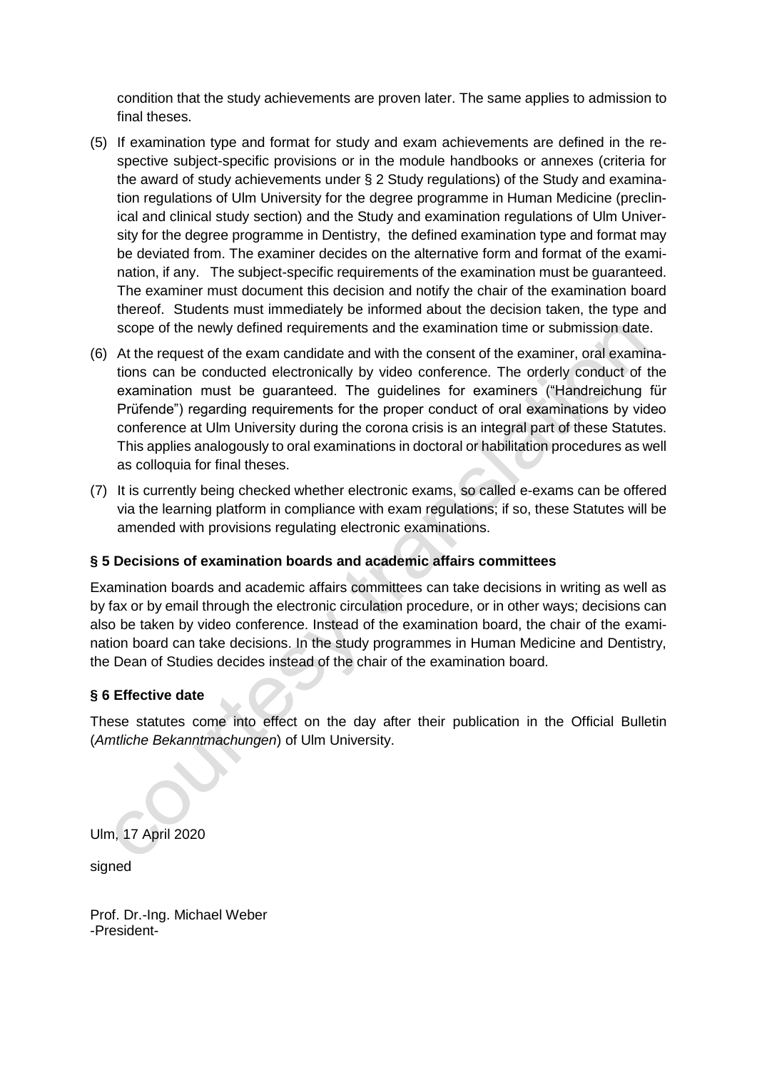condition that the study achievements are proven later. The same applies to admission to final theses.

(5) If examination type and format for study and exam achievements are defined in the respective subject-specific provisions or in the module handbooks or annexes (criteria for the award of study achievements under § 2 Study regulations) of the Study and examination regulations of Ulm University for the degree programme in Human Medicine (preclinical and clinical study section) and the Study and examination regulations of Ulm University for the degree programme in Dentistry, the defined examination type and format may be deviated from. The examiner decides on the alternative form and format of the examination, if any. The subject-specific requirements of the examination must be guaranteed. The examiner must document this decision and notify the chair of the examination board thereof. Students must immediately be informed about the decision taken, the type and scope of the newly defined requirements and the examination time or submission date.

(6) At the request of the exam candidate and with the consent of the examiner, oral examinations can be conducted electronically by video conference. The orderly conduct of the examination must be guaranteed. The guidelines for examiners ("Handreichung für Prüfende") regarding requirements for the proper conduct of oral examinations by video conference at Ulm University during the corona crisis is an integral part of these Statutes. This applies analogously to oral examinations in doctoral or habilitation procedures as well as colloquia for final theses.

(7) It is currently being checked whether electronic exams, so called e-exams can be offered via the learning platform in compliance with exam regulations; if so, these Statutes will be amended with provisions regulating electronic examinations.

### § 5 Decisions of examination boards and academic affairs committees

Examination boards and academic affairs committees can take decisions in writing as well as by fax or by email through the electronic circulation procedure, or in other ways; decisions can also be taken by video conference. Instead of the examination board, the chair of the examination board can take decisions. In the study programmes in Human Medicine and Dentistry, the Dean of Studies decides instead of the chair of the examination board.

### § 6 Effective date

These statutes come into effect on the day after their publication in the Official Bulletin (*Amtliche Bekanntmachungen*) of Ulm University.

Ulm, 17 April 2020

signed

Prof. Dr.-Ing. Michael Weber
-President-